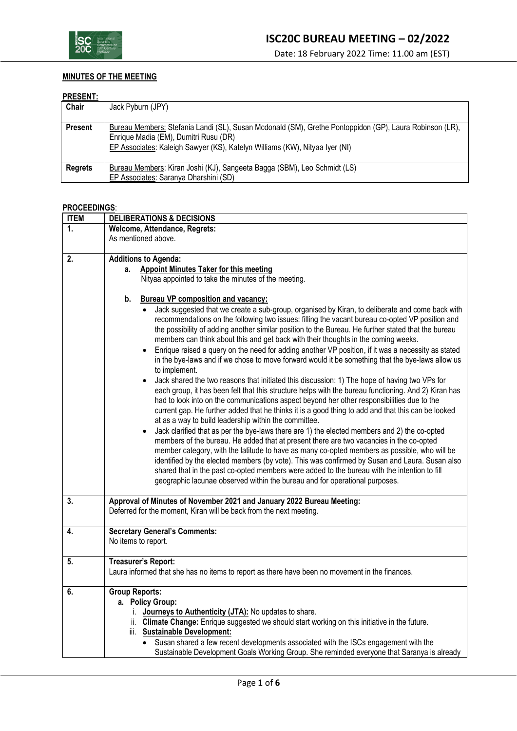# ISC20C BUREAU MEETING – 02/2022

Date: 18 February 2022 Time: 11.00 am (EST)

**MINUTES OF THE MEETING**

**PRESENT:**

| | |
|---|---|
| **Chair** | Jack Pyburn (JPY) |
| **Present** | Bureau Members: Stefania Landi (SL), Susan Mcdonald (SM), Grethe Pontoppidon (GP), Laura Robinson (LR), Enrique Madia (EM), Dumitri Rusu (DR)<br>EP Associates: Kaleigh Sawyer (KS), Katelyn Williams (KW), Nityaa Iyer (NI) |
| **Regrets** | Bureau Members: Kiran Joshi (KJ), Sangeeta Bagga (SBM), Leo Schmidt (LS)<br>EP Associates: Saranya Dharshini (SD) |

**PROCEEDINGS**:

| ITEM | DELIBERATIONS & DECISIONS |
|---|---|
| **1.** | **Welcome, Attendance, Regrets:**<br>As mentioned above. |
| **2.** | **Additions to Agenda:**<br>a. **Appoint Minutes Taker for this meeting**<br>Nityaa appointed to take the minutes of the meeting.<br><br>b. **Bureau VP composition and vacancy:**<br>• Jack suggested that we create a sub-group, organised by Kiran, to deliberate and come back with recommendations on the following two issues: filling the vacant bureau co-opted VP position and the possibility of adding another similar position to the Bureau. He further stated that the bureau members can think about this and get back with their thoughts in the coming weeks.<br>• Enrique raised a query on the need for adding another VP position, if it was a necessity as stated in the bye-laws and if we chose to move forward would it be something that the bye-laws allow us to implement.<br>• Jack shared the two reasons that initiated this discussion: 1) The hope of having two VPs for each group, it has been felt that this structure helps with the bureau functioning. And 2) Kiran has had to look into on the communications aspect beyond her other responsibilities due to the current gap. He further added that he thinks it is a good thing to add and that this can be looked at as a way to build leadership within the committee.<br>• Jack clarified that as per the bye-laws there are 1) the elected members and 2) the co-opted members of the bureau. He added that at present there are two vacancies in the co-opted member category, with the latitude to have as many co-opted members as possible, who will be identified by the elected members (by vote). This was confirmed by Susan and Laura. Susan also shared that in the past co-opted members were added to the bureau with the intention to fill geographic lacunae observed within the bureau and for operational purposes. |
| **3.** | **Approval of Minutes of November 2021 and January 2022 Bureau Meeting:**<br>Deferred for the moment, Kiran will be back from the next meeting. |
| **4.** | **Secretary General's Comments:**<br>No items to report. |
| **5.** | **Treasurer's Report:**<br>Laura informed that she has no items to report as there have been no movement in the finances. |
| **6.** | **Group Reports:**<br>a. **Policy Group:**<br>i. **Journeys to Authenticity (JTA):** No updates to share.<br>ii. **Climate Change:** Enrique suggested we should start working on this initiative in the future.<br>iii. **Sustainable Development:**<br>• Susan shared a few recent developments associated with the ISCs engagement with the Sustainable Development Goals Working Group. She reminded everyone that Saranya is already |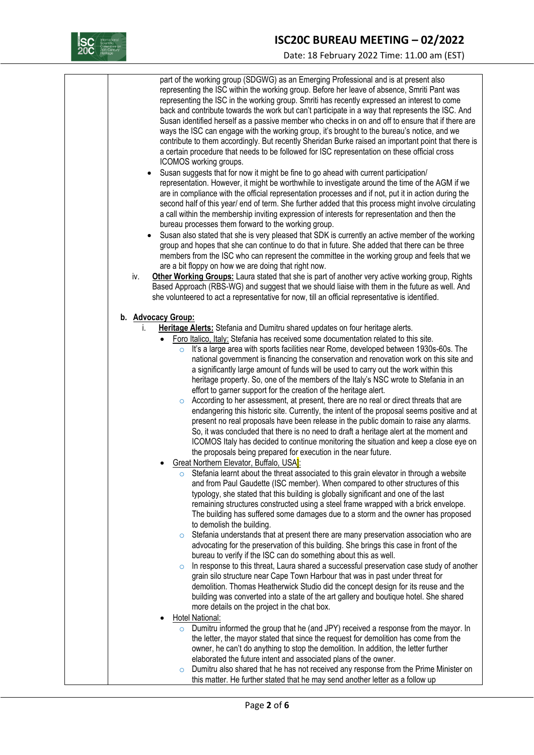part of the working group (SDGWG) as an Emerging Professional and is at present also representing the ISC within the working group. Before her leave of absence, Smriti Pant was representing the ISC in the working group. Smriti has recently expressed an interest to come back and contribute towards the work but can't participate in a way that represents the ISC. And Susan identified herself as a passive member who checks in on and off to ensure that if there are ways the ISC can engage with the working group, it's brought to the bureau's notice, and we contribute to them accordingly. But recently Sheridan Burke raised an important point that there is a certain procedure that needs to be followed for ISC representation on these official cross ICOMOS working groups.

- Susan suggests that for now it might be fine to go ahead with current participation/ representation. However, it might be worthwhile to investigate around the time of the AGM if we are in compliance with the official representation processes and if not, put it in action during the second half of this year/ end of term. She further added that this process might involve circulating a call within the membership inviting expression of interests for representation and then the bureau processes them forward to the working group.
- Susan also stated that she is very pleased that SDK is currently an active member of the working group and hopes that she can continue to do that in future. She added that there can be three members from the ISC who can represent the committee in the working group and feels that we are a bit floppy on how we are doing that right now.

iv. **Other Working Groups:** Laura stated that she is part of another very active working group, Rights Based Approach (RBS-WG) and suggest that we should liaise with them in the future as well. And she volunteered to act a representative for now, till an official representative is identified.

**b. Advocacy Group:**

i. **Heritage Alerts:** Stefania and Dumitru shared updates on four heritage alerts.

- Foro Italico, Italy: Stefania has received some documentation related to this site.
  - It's a large area with sports facilities near Rome, developed between 1930s-60s. The national government is financing the conservation and renovation work on this site and a significantly large amount of funds will be used to carry out the work within this heritage property. So, one of the members of the Italy's NSC wrote to Stefania in an effort to garner support for the creation of the heritage alert.
  - According to her assessment, at present, there are no real or direct threats that are endangering this historic site. Currently, the intent of the proposal seems positive and at present no real proposals have been release in the public domain to raise any alarms. So, it was concluded that there is no need to draft a heritage alert at the moment and ICOMOS Italy has decided to continue monitoring the situation and keep a close eye on the proposals being prepared for execution in the near future.
- Great Northern Elevator, Buffalo, USA]:
  - Stefania learnt about the threat associated to this grain elevator in through a website and from Paul Gaudette (ISC member). When compared to other structures of this typology, she stated that this building is globally significant and one of the last remaining structures constructed using a steel frame wrapped with a brick envelope. The building has suffered some damages due to a storm and the owner has proposed to demolish the building.
  - Stefania understands that at present there are many preservation association who are advocating for the preservation of this building. She brings this case in front of the bureau to verify if the ISC can do something about this as well.
  - In response to this threat, Laura shared a successful preservation case study of another grain silo structure near Cape Town Harbour that was in past under threat for demolition. Thomas Heatherwick Studio did the concept design for its reuse and the building was converted into a state of the art gallery and boutique hotel. She shared more details on the project in the chat box.
- Hotel National:
  - Dumitru informed the group that he (and JPY) received a response from the mayor. In the letter, the mayor stated that since the request for demolition has come from the owner, he can't do anything to stop the demolition. In addition, the letter further elaborated the future intent and associated plans of the owner.
  - Dumitru also shared that he has not received any response from the Prime Minister on this matter. He further stated that he may send another letter as a follow up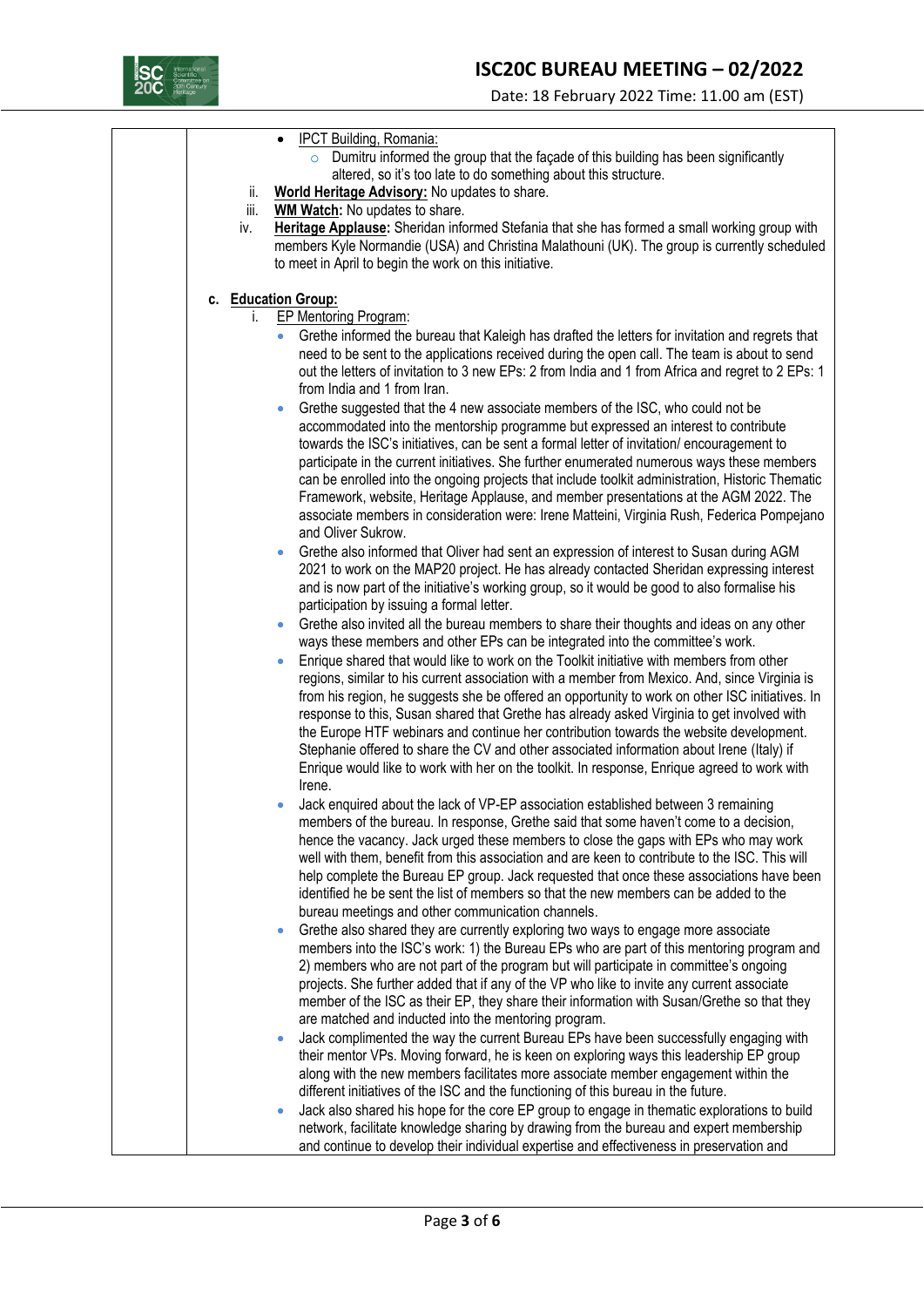- IPCT Building, Romania:
  - Dumitru informed the group that the façade of this building has been significantly altered, so it's too late to do something about this structure.

ii. **World Heritage Advisory:** No updates to share.

iii. **WM Watch:** No updates to share.

iv. **Heritage Applause:** Sheridan informed Stefania that she has formed a small working group with members Kyle Normandie (USA) and Christina Malathouni (UK). The group is currently scheduled to meet in April to begin the work on this initiative.

**c. Education Group:**

i. EP Mentoring Program:

- Grethe informed the bureau that Kaleigh has drafted the letters for invitation and regrets that need to be sent to the applications received during the open call. The team is about to send out the letters of invitation to 3 new EPs: 2 from India and 1 from Africa and regret to 2 EPs: 1 from India and 1 from Iran.
- Grethe suggested that the 4 new associate members of the ISC, who could not be accommodated into the mentorship programme but expressed an interest to contribute towards the ISC's initiatives, can be sent a formal letter of invitation/ encouragement to participate in the current initiatives. She further enumerated numerous ways these members can be enrolled into the ongoing projects that include toolkit administration, Historic Thematic Framework, website, Heritage Applause, and member presentations at the AGM 2022. The associate members in consideration were: Irene Matteini, Virginia Rush, Federica Pompejano and Oliver Sukrow.
- Grethe also informed that Oliver had sent an expression of interest to Susan during AGM 2021 to work on the MAP20 project. He has already contacted Sheridan expressing interest and is now part of the initiative's working group, so it would be good to also formalise his participation by issuing a formal letter.
- Grethe also invited all the bureau members to share their thoughts and ideas on any other ways these members and other EPs can be integrated into the committee's work.
- Enrique shared that would like to work on the Toolkit initiative with members from other regions, similar to his current association with a member from Mexico. And, since Virginia is from his region, he suggests she be offered an opportunity to work on other ISC initiatives. In response to this, Susan shared that Grethe has already asked Virginia to get involved with the Europe HTF webinars and continue her contribution towards the website development. Stephanie offered to share the CV and other associated information about Irene (Italy) if Enrique would like to work with her on the toolkit. In response, Enrique agreed to work with Irene.
- Jack enquired about the lack of VP-EP association established between 3 remaining members of the bureau. In response, Grethe said that some haven't come to a decision, hence the vacancy. Jack urged these members to close the gaps with EPs who may work well with them, benefit from this association and are keen to contribute to the ISC. This will help complete the Bureau EP group. Jack requested that once these associations have been identified he be sent the list of members so that the new members can be added to the bureau meetings and other communication channels.
- Grethe also shared they are currently exploring two ways to engage more associate members into the ISC's work: 1) the Bureau EPs who are part of this mentoring program and 2) members who are not part of the program but will participate in committee's ongoing projects. She further added that if any of the VP who like to invite any current associate member of the ISC as their EP, they share their information with Susan/Grethe so that they are matched and inducted into the mentoring program.
- Jack complimented the way the current Bureau EPs have been successfully engaging with their mentor VPs. Moving forward, he is keen on exploring ways this leadership EP group along with the new members facilitates more associate member engagement within the different initiatives of the ISC and the functioning of this bureau in the future.
- Jack also shared his hope for the core EP group to engage in thematic explorations to build network, facilitate knowledge sharing by drawing from the bureau and expert membership and continue to develop their individual expertise and effectiveness in preservation and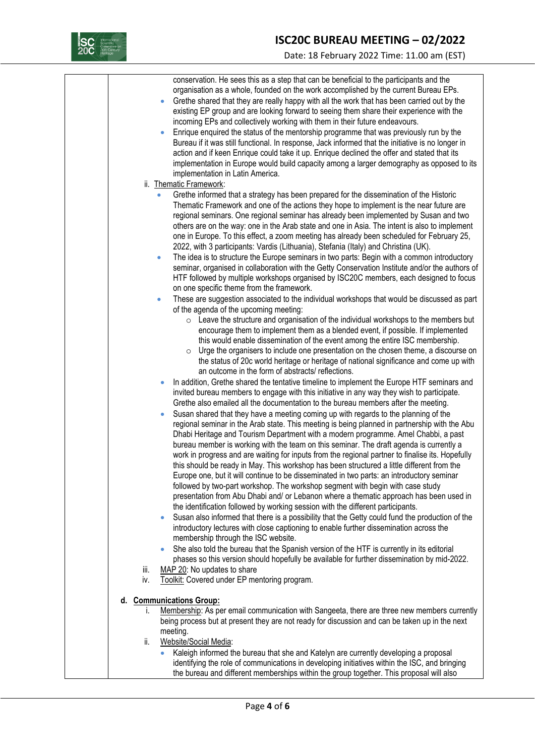conservation. He sees this as a step that can be beneficial to the participants and the organisation as a whole, founded on the work accomplished by the current Bureau EPs.

- Grethe shared that they are really happy with all the work that has been carried out by the existing EP group and are looking forward to seeing them share their experience with the incoming EPs and collectively working with them in their future endeavours.
- Enrique enquired the status of the mentorship programme that was previously run by the Bureau if it was still functional. In response, Jack informed that the initiative is no longer in action and if keen Enrique could take it up. Enrique declined the offer and stated that its implementation in Europe would build capacity among a larger demography as opposed to its implementation in Latin America.

ii. Thematic Framework:

- Grethe informed that a strategy has been prepared for the dissemination of the Historic Thematic Framework and one of the actions they hope to implement is the near future are regional seminars. One regional seminar has already been implemented by Susan and two others are on the way: one in the Arab state and one in Asia. The intent is also to implement one in Europe. To this effect, a zoom meeting has already been scheduled for February 25, 2022, with 3 participants: Vardis (Lithuania), Stefania (Italy) and Christina (UK).
- The idea is to structure the Europe seminars in two parts: Begin with a common introductory seminar, organised in collaboration with the Getty Conservation Institute and/or the authors of HTF followed by multiple workshops organised by ISC20C members, each designed to focus on one specific theme from the framework.
- These are suggestion associated to the individual workshops that would be discussed as part of the agenda of the upcoming meeting:
  - Leave the structure and organisation of the individual workshops to the members but encourage them to implement them as a blended event, if possible. If implemented this would enable dissemination of the event among the entire ISC membership.
  - Urge the organisers to include one presentation on the chosen theme, a discourse on the status of 20c world heritage or heritage of national significance and come up with an outcome in the form of abstracts/ reflections.
- In addition, Grethe shared the tentative timeline to implement the Europe HTF seminars and invited bureau members to engage with this initiative in any way they wish to participate. Grethe also emailed all the documentation to the bureau members after the meeting.
- Susan shared that they have a meeting coming up with regards to the planning of the regional seminar in the Arab state. This meeting is being planned in partnership with the Abu Dhabi Heritage and Tourism Department with a modern programme. Amel Chabbi, a past bureau member is working with the team on this seminar. The draft agenda is currently a work in progress and are waiting for inputs from the regional partner to finalise its. Hopefully this should be ready in May. This workshop has been structured a little different from the Europe one, but it will continue to be disseminated in two parts: an introductory seminar followed by two-part workshop. The workshop segment with begin with case study presentation from Abu Dhabi and/ or Lebanon where a thematic approach has been used in the identification followed by working session with the different participants.
- Susan also informed that there is a possibility that the Getty could fund the production of the introductory lectures with close captioning to enable further dissemination across the membership through the ISC website.
- She also told the bureau that the Spanish version of the HTF is currently in its editorial phases so this version should hopefully be available for further dissemination by mid-2022.

iii. MAP 20: No updates to share

iv. Toolkit: Covered under EP mentoring program.

**d. Communications Group:**

i. Membership: As per email communication with Sangeeta, there are three new members currently being process but at present they are not ready for discussion and can be taken up in the next meeting.

ii. Website/Social Media:

- Kaleigh informed the bureau that she and Katelyn are currently developing a proposal identifying the role of communications in developing initiatives within the ISC, and bringing the bureau and different memberships within the group together. This proposal will also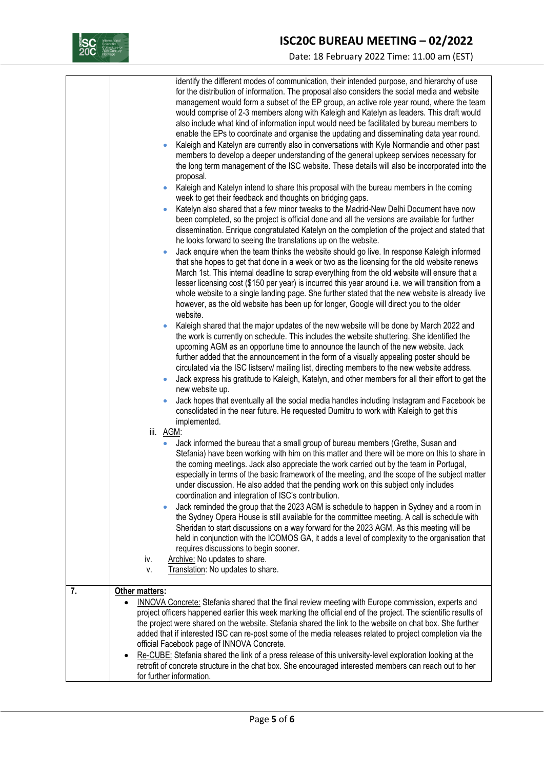| | |
|---|---|
| | identify the different modes of communication, their intended purpose, and hierarchy of use for the distribution of information. The proposal also considers the social media and website management would form a subset of the EP group, an active role year round, where the team would comprise of 2-3 members along with Kaleigh and Katelyn as leaders. This draft would also include what kind of information input would need be facilitated by bureau members to enable the EPs to coordinate and organise the updating and disseminating data year round.<br>• Kaleigh and Katelyn are currently also in conversations with Kyle Normandie and other past members to develop a deeper understanding of the general upkeep services necessary for the long term management of the ISC website. These details will also be incorporated into the proposal.<br>• Kaleigh and Katelyn intend to share this proposal with the bureau members in the coming week to get their feedback and thoughts on bridging gaps.<br>• Katelyn also shared that a few minor tweaks to the Madrid-New Delhi Document have now been completed, so the project is official done and all the versions are available for further dissemination. Enrique congratulated Katelyn on the completion of the project and stated that he looks forward to seeing the translations up on the website.<br>• Jack enquire when the team thinks the website should go live. In response Kaleigh informed that she hopes to get that done in a week or two as the licensing for the old website renews March 1st. This internal deadline to scrap everything from the old website will ensure that a lesser licensing cost ($150 per year) is incurred this year around i.e. we will transition from a whole website to a single landing page. She further stated that the new website is already live however, as the old website has been up for longer, Google will direct you to the older website.<br>• Kaleigh shared that the major updates of the new website will be done by March 2022 and the work is currently on schedule. This includes the website shuttering. She identified the upcoming AGM as an opportune time to announce the launch of the new website. Jack further added that the announcement in the form of a visually appealing poster should be circulated via the ISC listserv/ mailing list, directing members to the new website address.<br>• Jack express his gratitude to Kaleigh, Katelyn, and other members for all their effort to get the new website up.<br>• Jack hopes that eventually all the social media handles including Instagram and Facebook be consolidated in the near future. He requested Dumitru to work with Kaleigh to get this implemented.<br>iii. AGM:<br>• Jack informed the bureau that a small group of bureau members (Grethe, Susan and Stefania) have been working with him on this matter and there will be more on this to share in the coming meetings. Jack also appreciate the work carried out by the team in Portugal, especially in terms of the basic framework of the meeting, and the scope of the subject matter under discussion. He also added that the pending work on this subject only includes coordination and integration of ISC's contribution.<br>• Jack reminded the group that the 2023 AGM is schedule to happen in Sydney and a room in the Sydney Opera House is still available for the committee meeting. A call is schedule with Sheridan to start discussions on a way forward for the 2023 AGM. As this meeting will be held in conjunction with the ICOMOS GA, it adds a level of complexity to the organisation that requires discussions to begin sooner.<br>iv. Archive: No updates to share.<br>v. Translation: No updates to share. |
| 7. | **Other matters:**<br>• INNOVA Concrete: Stefania shared that the final review meeting with Europe commission, experts and project officers happened earlier this week marking the official end of the project. The scientific results of the project were shared on the website. Stefania shared the link to the website on chat box. She further added that if interested ISC can re-post some of the media releases related to project completion via the official Facebook page of INNOVA Concrete.<br>• Re-CUBE: Stefania shared the link of a press release of this university-level exploration looking at the retrofit of concrete structure in the chat box. She encouraged interested members can reach out to her for further information. |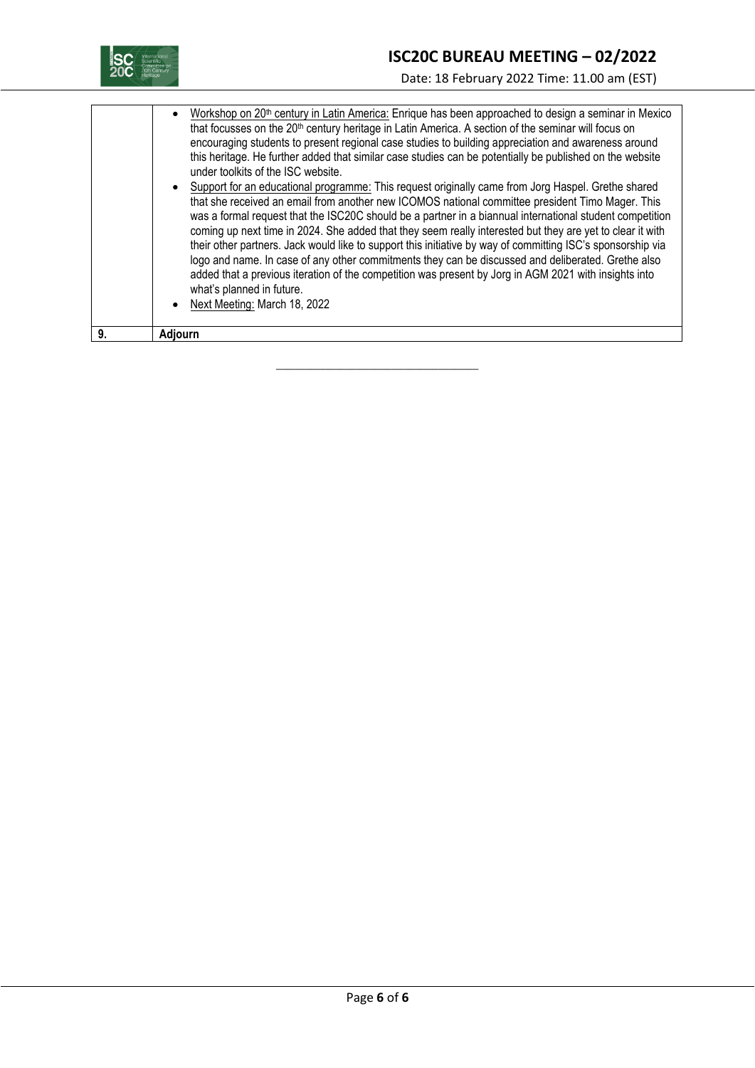| | |
|---|---|
| | • Workshop on 20th century in Latin America: Enrique has been approached to design a seminar in Mexico that focusses on the 20th century heritage in Latin America. A section of the seminar will focus on encouraging students to present regional case studies to building appreciation and awareness around this heritage. He further added that similar case studies can be potentially be published on the website under toolkits of the ISC website.<br>• Support for an educational programme: This request originally came from Jorg Haspel. Grethe shared that she received an email from another new ICOMOS national committee president Timo Mager. This was a formal request that the ISC20C should be a partner in a biannual international student competition coming up next time in 2024. She added that they seem really interested but they are yet to clear it with their other partners. Jack would like to support this initiative by way of committing ISC's sponsorship via logo and name. In case of any other commitments they can be discussed and deliberated. Grethe also added that a previous iteration of the competition was present by Jorg in AGM 2021 with insights into what's planned in future.<br>• Next Meeting: March 18, 2022 |
| **9.** | **Adjourn** |